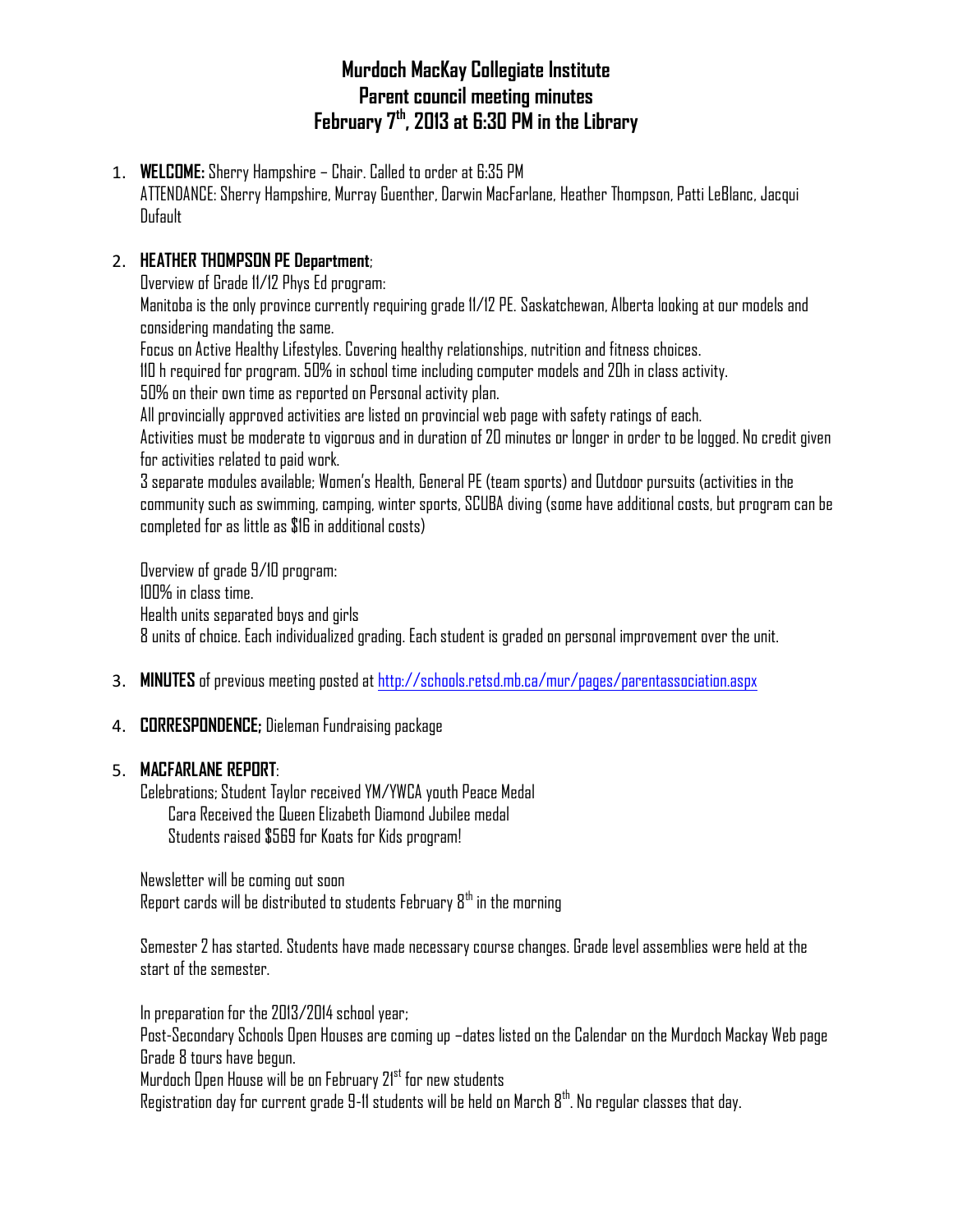# Murdoch MacKay Collegiate Institute
# Parent council meeting minutes
# February 7th, 2013 at 6:30 PM in the Library

1. **WELCOME:** Sherry Hampshire – Chair. Called to order at 6:35 PM
   ATTENDANCE: Sherry Hampshire, Murray Guenther, Darwin MacFarlane, Heather Thompson, Patti LeBlanc, Jacqui Dufault

2. **HEATHER THOMPSON PE Department**;
   Overview of Grade 11/12 Phys Ed program:
   Manitoba is the only province currently requiring grade 11/12 PE. Saskatchewan, Alberta looking at our models and considering mandating the same.
   Focus on Active Healthy Lifestyles. Covering healthy relationships, nutrition and fitness choices.
   110 h required for program. 50% in school time including computer models and 20h in class activity.
   50% on their own time as reported on Personal activity plan.
   All provincially approved activities are listed on provincial web page with safety ratings of each.
   Activities must be moderate to vigorous and in duration of 20 minutes or longer in order to be logged. No credit given for activities related to paid work.
   3 separate modules available; Women's Health, General PE (team sports) and Outdoor pursuits (activities in the community such as swimming, camping, winter sports, SCUBA diving (some have additional costs, but program can be completed for as little as $16 in additional costs)

   Overview of grade 9/10 program:
   100% in class time.
   Health units separated boys and girls
   8 units of choice. Each individualized grading. Each student is graded on personal improvement over the unit.

3. **MINUTES** of previous meeting posted at http://schools.retsd.mb.ca/mur/pages/parentassociation.aspx

4. **CORRESPONDENCE;** Dieleman Fundraising package

5. **MACFARLANE REPORT**:
   Celebrations; Student Taylor received YM/YWCA youth Peace Medal
   Cara Received the Queen Elizabeth Diamond Jubilee medal
   Students raised $569 for Koats for Kids program!

   Newsletter will be coming out soon
   Report cards will be distributed to students February 8th in the morning

   Semester 2 has started. Students have made necessary course changes. Grade level assemblies were held at the start of the semester.

   In preparation for the 2013/2014 school year;
   Post-Secondary Schools Open Houses are coming up –dates listed on the Calendar on the Murdoch Mackay Web page
   Grade 8 tours have begun.
   Murdoch Open House will be on February 21st for new students
   Registration day for current grade 9-11 students will be held on March 8th. No regular classes that day.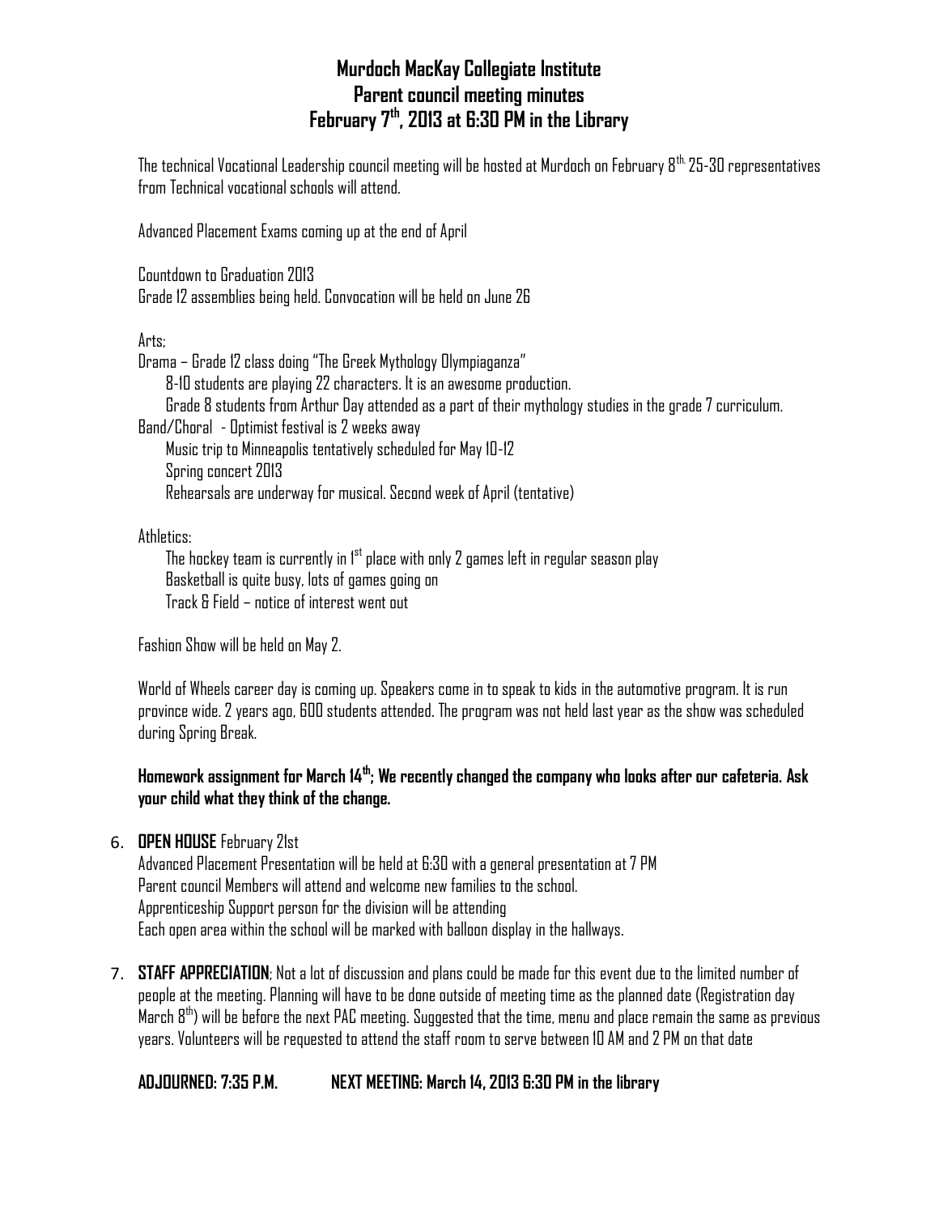# Murdoch MacKay Collegiate Institute
# Parent council meeting minutes
# February 7th, 2013 at 6:30 PM in the Library

The technical Vocational Leadership council meeting will be hosted at Murdoch on February 8th. 25-30 representatives from Technical vocational schools will attend.

Advanced Placement Exams coming up at the end of April

Countdown to Graduation 2013
Grade 12 assemblies being held. Convocation will be held on June 26

Arts;
Drama – Grade 12 class doing "The Greek Mythology Olympiaganza"
- 8-10 students are playing 22 characters. It is an awesome production.
- Grade 8 students from Arthur Day attended as a part of their mythology studies in the grade 7 curriculum.

Band/Choral - Optimist festival is 2 weeks away
- Music trip to Minneapolis tentatively scheduled for May 10-12
- Spring concert 2013
- Rehearsals are underway for musical. Second week of April (tentative)

Athletics:
- The hockey team is currently in 1st place with only 2 games left in regular season play
- Basketball is quite busy, lots of games going on
- Track & Field – notice of interest went out

Fashion Show will be held on May 2.

World of Wheels career day is coming up. Speakers come in to speak to kids in the automotive program. It is run province wide. 2 years ago, 600 students attended. The program was not held last year as the show was scheduled during Spring Break.

**Homework assignment for March 14th; We recently changed the company who looks after our cafeteria. Ask your child what they think of the change.**

6. **OPEN HOUSE** February 21st
   Advanced Placement Presentation will be held at 6:30 with a general presentation at 7 PM
   Parent council Members will attend and welcome new families to the school.
   Apprenticeship Support person for the division will be attending
   Each open area within the school will be marked with balloon display in the hallways.

7. **STAFF APPRECIATION**; Not a lot of discussion and plans could be made for this event due to the limited number of people at the meeting. Planning will have to be done outside of meeting time as the planned date (Registration day March 8th) will be before the next PAC meeting. Suggested that the time, menu and place remain the same as previous years. Volunteers will be requested to attend the staff room to serve between 10 AM and 2 PM on that date

**ADJOURNED: 7:35 P.M. NEXT MEETING: March 14, 2013 6:30 PM in the library**